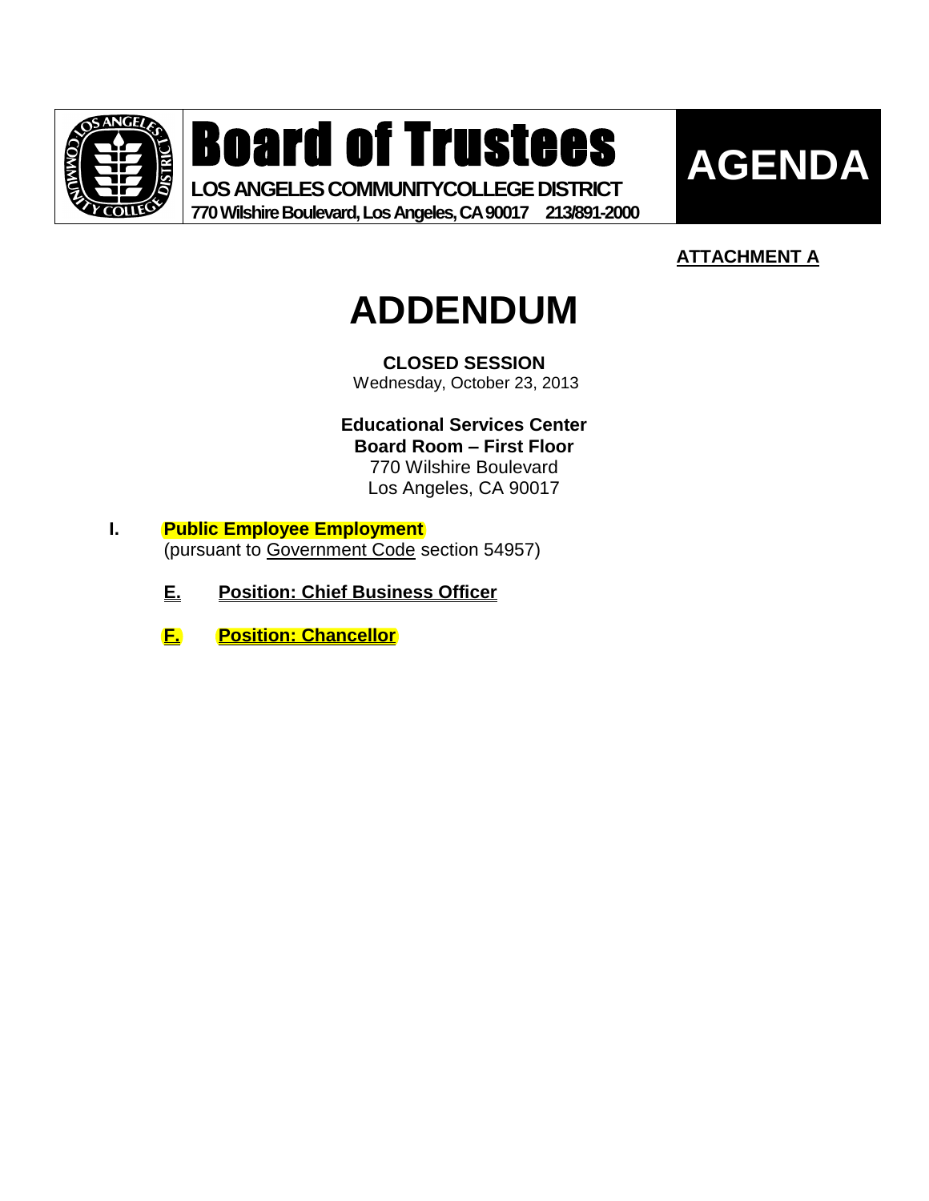# Board of Trustees

**LOS ANGELES COMMUNITY COLLEGE DISTRICT**
**770 Wilshire Boulevard, Los Angeles, CA 90017 213/891-2000**

# AGENDA

**ATTACHMENT A**

# ADDENDUM

**CLOSED SESSION**
Wednesday, October 23, 2013

**Educational Services Center**
**Board Room – First Floor**
770 Wilshire Boulevard
Los Angeles, CA 90017

**I. Public Employee Employment**
(pursuant to Government Code section 54957)

**E. Position: Chief Business Officer**

**F. Position: Chancellor**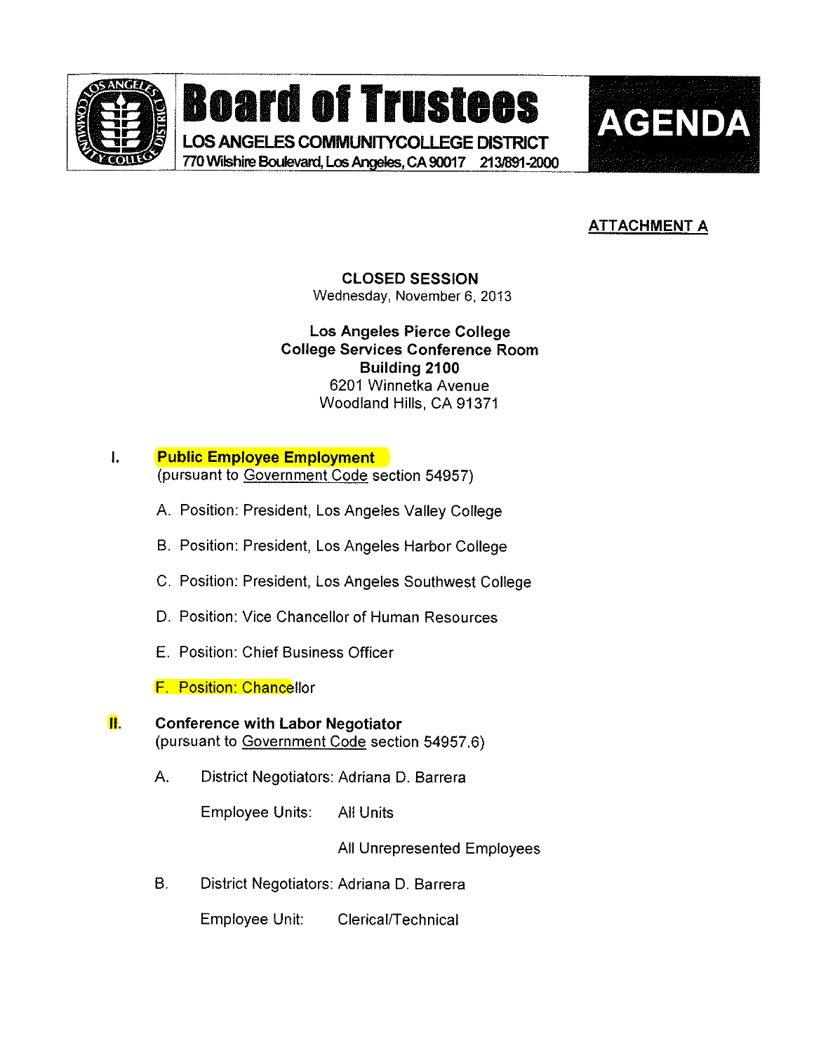# Board of Trustees

**LOS ANGELES COMMUNITYCOLLEGE DISTRICT**
770 Wilshire Boulevard, Los Angeles, CA 90017 213/891-2000

**AGENDA**

**ATTACHMENT A**

**CLOSED SESSION**
Wednesday, November 6, 2013

**Los Angeles Pierce College**
**College Services Conference Room**
**Building 2100**
6201 Winnetka Avenue
Woodland Hills, CA 91371

I. **Public Employee Employment**
(pursuant to Government Code section 54957)

A. Position: President, Los Angeles Valley College

B. Position: President, Los Angeles Harbor College

C. Position: President, Los Angeles Southwest College

D. Position: Vice Chancellor of Human Resources

E. Position: Chief Business Officer

F. Position: Chancellor

II. **Conference with Labor Negotiator**
(pursuant to Government Code section 54957.6)

A. District Negotiators: Adriana D. Barrera

Employee Units: All Units

All Unrepresented Employees

B. District Negotiators: Adriana D. Barrera

Employee Unit: Clerical/Technical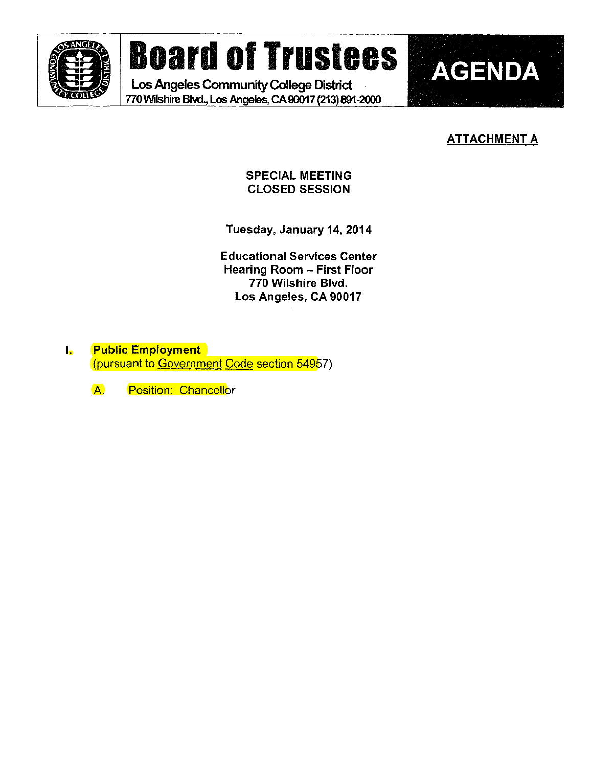# Board of Trustees

Los Angeles Community College District
770 Wilshire Blvd., Los Angeles, CA 90017 (213) 891-2000

**AGENDA**

**ATTACHMENT A**

**SPECIAL MEETING**
**CLOSED SESSION**

**Tuesday, January 14, 2014**

**Educational Services Center**
**Hearing Room – First Floor**
**770 Wilshire Blvd.**
**Los Angeles, CA 90017**

I. **Public Employment**
(pursuant to Government Code section 54957)

A. Position: Chancellor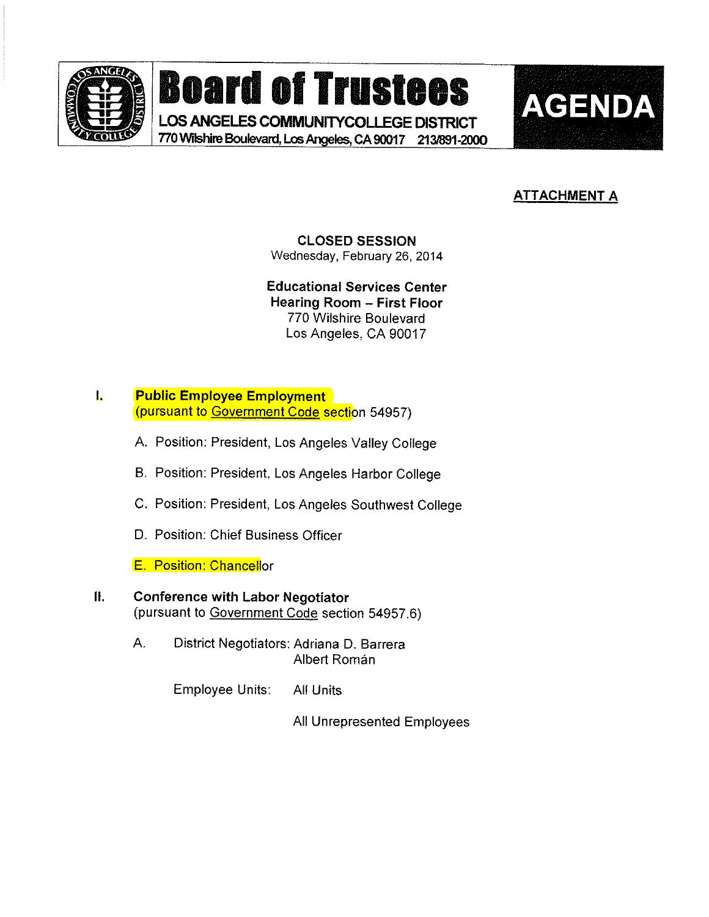# Board of Trustees

**LOS ANGELES COMMUNITYCOLLEGE DISTRICT**
770 Wilshire Boulevard, Los Angeles, CA 90017 213/891-2000

**AGENDA**

**ATTACHMENT A**

**CLOSED SESSION**
Wednesday, February 26, 2014

**Educational Services Center**
**Hearing Room – First Floor**
770 Wilshire Boulevard
Los Angeles, CA 90017

I. **Public Employee Employment**
(pursuant to Government Code section 54957)

A. Position: President, Los Angeles Valley College

B. Position: President, Los Angeles Harbor College

C. Position: President, Los Angeles Southwest College

D. Position: Chief Business Officer

E. Position: Chancellor

II. **Conference with Labor Negotiator**
(pursuant to Government Code section 54957.6)

A. District Negotiators: Adriana D. Barrera
Albert Román

Employee Units: All Units

All Unrepresented Employees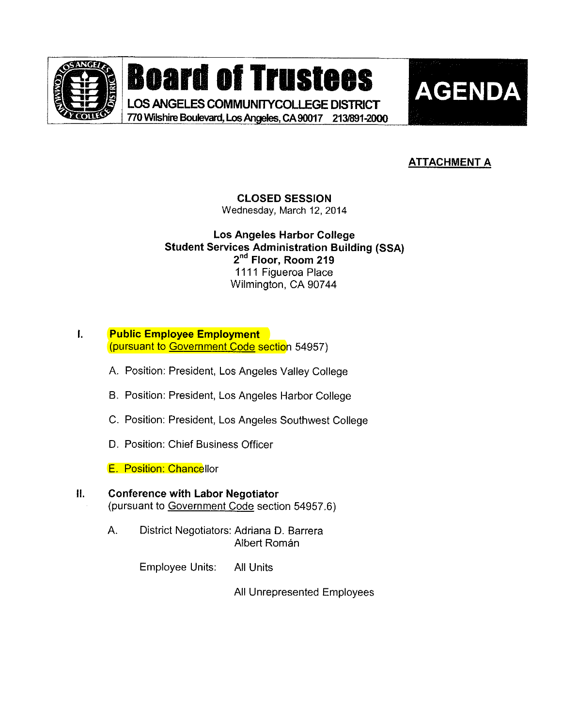# Board of Trustees

LOS ANGELES COMMUNITYCOLLEGE DISTRICT

770 Wilshire Boulevard, Los Angeles, CA 90017 213/891-2000

**AGENDA**

**ATTACHMENT A**

**CLOSED SESSION**
Wednesday, March 12, 2014

**Los Angeles Harbor College**
**Student Services Administration Building (SSA)**
**2nd Floor, Room 219**
1111 Figueroa Place
Wilmington, CA 90744

I. **Public Employee Employment**
(pursuant to Government Code section 54957)

A. Position: President, Los Angeles Valley College

B. Position: President, Los Angeles Harbor College

C. Position: President, Los Angeles Southwest College

D. Position: Chief Business Officer

E. Position: Chancellor

II. **Conference with Labor Negotiator**
(pursuant to Government Code section 54957.6)

A. District Negotiators: Adriana D. Barrera
Albert Román

Employee Units: All Units

All Unrepresented Employees